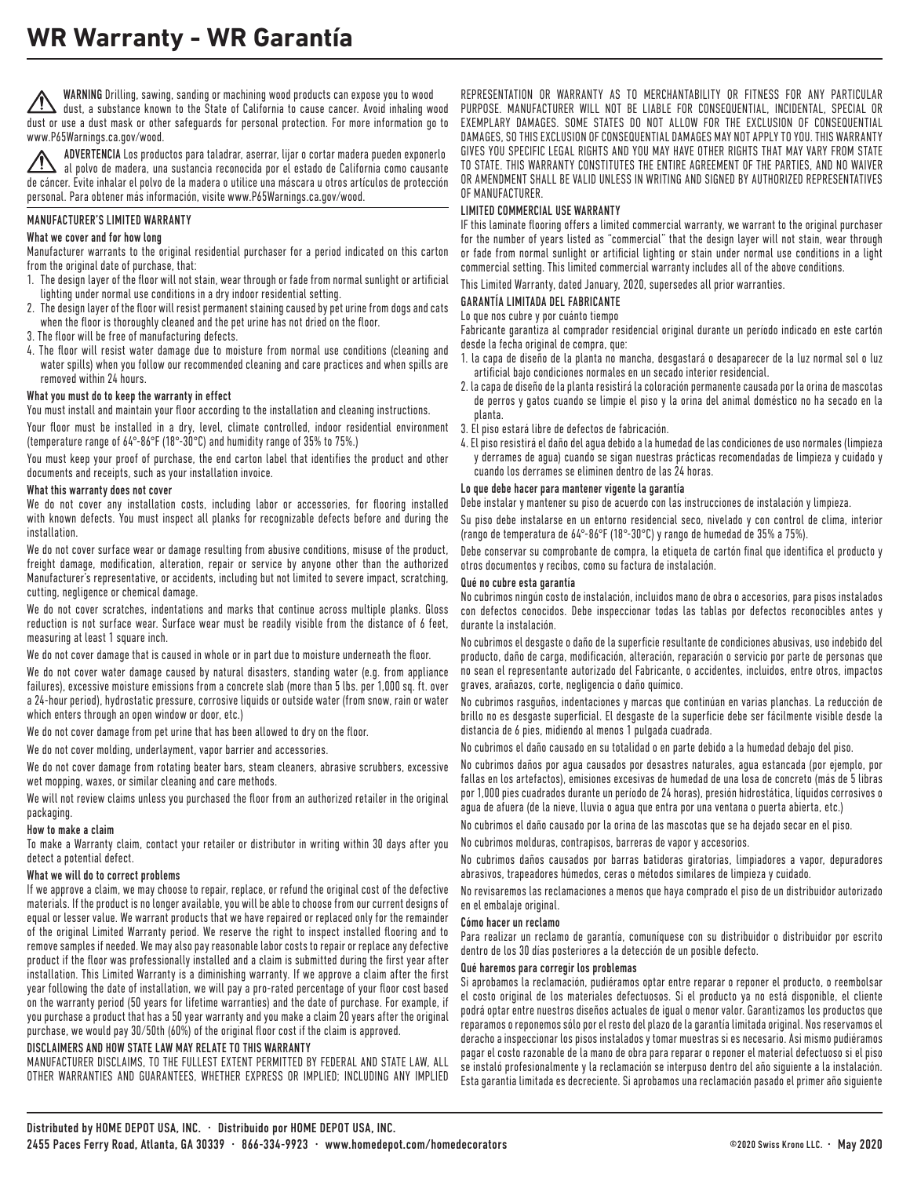# WR Warranty - WR Garantía

⚠ **WARNING** Drilling, sawing, sanding or machining wood products can expose you to wood dust, a substance known to the State of California to cause cancer. Avoid inhaling wood dust or use a dust mask or other safeguards for personal protection. For more information go to www.P65Warnings.ca.gov/wood.

⚠ **ADVERTENCIA** Los productos para taladrar, aserrar, lijar o cortar madera pueden exponerlo al polvo de madera, una sustancia reconocida por el estado de California como causante de cáncer. Evite inhalar el polvo de la madera o utilice una máscara u otros artículos de protección personal. Para obtener más información, visite www.P65Warnings.ca.gov/wood.

## MANUFACTURER'S LIMITED WARRANTY

### What we cover and for how long

Manufacturer warrants to the original residential purchaser for a period indicated on this carton from the original date of purchase, that:

1. The design layer of the floor will not stain, wear through or fade from normal sunlight or artificial lighting under normal use conditions in a dry indoor residential setting.
2. The design layer of the floor will resist permanent staining caused by pet urine from dogs and cats when the floor is thoroughly cleaned and the pet urine has not dried on the floor.
3. The floor will be free of manufacturing defects.
4. The floor will resist water damage due to moisture from normal use conditions (cleaning and water spills) when you follow our recommended cleaning and care practices and when spills are removed within 24 hours.

### What you must do to keep the warranty in effect

You must install and maintain your floor according to the installation and cleaning instructions.

Your floor must be installed in a dry, level, climate controlled, indoor residential environment (temperature range of 64°-86°F (18°-30°C) and humidity range of 35% to 75%.)

You must keep your proof of purchase, the end carton label that identifies the product and other documents and receipts, such as your installation invoice.

### What this warranty does not cover

We do not cover any installation costs, including labor or accessories, for flooring installed with known defects. You must inspect all planks for recognizable defects before and during the installation.

We do not cover surface wear or damage resulting from abusive conditions, misuse of the product, freight damage, modification, alteration, repair or service by anyone other than the authorized Manufacturer's representative, or accidents, including but not limited to severe impact, scratching, cutting, negligence or chemical damage.

We do not cover scratches, indentations and marks that continue across multiple planks. Gloss reduction is not surface wear. Surface wear must be readily visible from the distance of 6 feet, measuring at least 1 square inch.

We do not cover damage that is caused in whole or in part due to moisture underneath the floor.

We do not cover water damage caused by natural disasters, standing water (e.g. from appliance failures), excessive moisture emissions from a concrete slab (more than 5 lbs. per 1,000 sq. ft. over a 24-hour period), hydrostatic pressure, corrosive liquids or outside water (from snow, rain or water which enters through an open window or door, etc.)

We do not cover damage from pet urine that has been allowed to dry on the floor.

We do not cover molding, underlayment, vapor barrier and accessories.

We do not cover damage from rotating beater bars, steam cleaners, abrasive scrubbers, excessive wet mopping, waxes, or similar cleaning and care methods.

We will not review claims unless you purchased the floor from an authorized retailer in the original packaging.

### How to make a claim

To make a Warranty claim, contact your retailer or distributor in writing within 30 days after you detect a potential defect.

### What we will do to correct problems

If we approve a claim, we may choose to repair, replace, or refund the original cost of the defective materials. If the product is no longer available, you will be able to choose from our current designs of equal or lesser value. We warrant products that we have repaired or replaced only for the remainder of the original Limited Warranty period. We reserve the right to inspect installed flooring and to remove samples if needed. We may also pay reasonable labor costs to repair or replace any defective product if the floor was professionally installed and a claim is submitted during the first year after installation. This Limited Warranty is a diminishing warranty. If we approve a claim after the first year following the date of installation, we will pay a pro-rated percentage of your floor cost based on the warranty period (50 years for lifetime warranties) and the date of purchase. For example, if you purchase a product that has a 50 year warranty and you make a claim 20 years after the original purchase, we would pay 30/50th (60%) of the original floor cost if the claim is approved.

### DISCLAIMERS AND HOW STATE LAW MAY RELATE TO THIS WARRANTY

MANUFACTURER DISCLAIMS, TO THE FULLEST EXTENT PERMITTED BY FEDERAL AND STATE LAW, ALL OTHER WARRANTIES AND GUARANTEES, WHETHER EXPRESS OR IMPLIED; INCLUDING ANY IMPLIED REPRESENTATION OR WARRANTY AS TO MERCHANTABILITY OR FITNESS FOR ANY PARTICULAR PURPOSE. MANUFACTURER WILL NOT BE LIABLE FOR CONSEQUENTIAL, INCIDENTAL, SPECIAL OR EXEMPLARY DAMAGES. SOME STATES DO NOT ALLOW FOR THE EXCLUSION OF CONSEQUENTIAL DAMAGES, SO THIS EXCLUSION OF CONSEQUENTIAL DAMAGES MAY NOT APPLY TO YOU. THIS WARRANTY GIVES YOU SPECIFIC LEGAL RIGHTS AND YOU MAY HAVE OTHER RIGHTS THAT MAY VARY FROM STATE TO STATE. THIS WARRANTY CONSTITUTES THE ENTIRE AGREEMENT OF THE PARTIES, AND NO WAIVER OR AMENDMENT SHALL BE VALID UNLESS IN WRITING AND SIGNED BY AUTHORIZED REPRESENTATIVES OF MANUFACTURER.

### LIMITED COMMERCIAL USE WARRANTY

IF this laminate flooring offers a limited commercial warranty, we warrant to the original purchaser for the number of years listed as "commercial" that the design layer will not stain, wear through or fade from normal sunlight or artificial lighting or stain under normal use conditions in a light commercial setting. This limited commercial warranty includes all of the above conditions.

This Limited Warranty, dated January, 2020, supersedes all prior warranties.

## GARANTÍA LIMITADA DEL FABRICANTE

### Lo que nos cubre y por cuánto tiempo

Fabricante garantiza al comprador residencial original durante un período indicado en este cartón desde la fecha original de compra, que:

1. la capa de diseño de la planta no mancha, desgastará o desaparecer de la luz normal sol o luz artificial bajo condiciones normales en un secado interior residencial.
2. la capa de diseño de la planta resistirá la coloración permanente causada por la orina de mascotas de perros y gatos cuando se limpie el piso y la orina del animal doméstico no ha secado en la planta.
3. El piso estará libre de defectos de fabricación.
4. El piso resistirá el daño del agua debido a la humedad de las condiciones de uso normales (limpieza y derrames de agua) cuando se sigan nuestras prácticas recomendadas de limpieza y cuidado y cuando los derrames se eliminen dentro de las 24 horas.

### Lo que debe hacer para mantener vigente la garantía

Debe instalar y mantener su piso de acuerdo con las instrucciones de instalación y limpieza.

Su piso debe instalarse en un entorno residencial seco, nivelado y con control de clima, interior (rango de temperatura de 64°-86°F (18°-30°C) y rango de humedad de 35% a 75%).

Debe conservar su comprobante de compra, la etiqueta de cartón final que identifica el producto y otros documentos y recibos, como su factura de instalación.

### Qué no cubre esta garantía

No cubrimos ningún costo de instalación, incluidos mano de obra o accesorios, para pisos instalados con defectos conocidos. Debe inspeccionar todas las tablas por defectos reconocibles antes y durante la instalación.

No cubrimos el desgaste o daño de la superficie resultante de condiciones abusivas, uso indebido del producto, daño de carga, modificación, alteración, reparación o servicio por parte de personas que no sean el representante autorizado del Fabricante, o accidentes, incluidos, entre otros, impactos graves, arañazos, corte, negligencia o daño químico.

No cubrimos rasguños, indentaciones y marcas que continúan en varias planchas. La reducción de brillo no es desgaste superficial. El desgaste de la superficie debe ser fácilmente visible desde la distancia de 6 pies, midiendo al menos 1 pulgada cuadrada.

No cubrimos el daño causado en su totalidad o en parte debido a la humedad debajo del piso.

No cubrimos daños por agua causados por desastres naturales, agua estancada (por ejemplo, por fallas en los artefactos), emisiones excesivas de humedad de una losa de concreto (más de 5 libras por 1,000 pies cuadrados durante un período de 24 horas), presión hidrostática, líquidos corrosivos o agua de afuera (de la nieve, lluvia o agua que entra por una ventana o puerta abierta, etc.)

No cubrimos el daño causado por la orina de las mascotas que se ha dejado secar en el piso.

No cubrimos molduras, contrapisos, barreras de vapor y accesorios.

No cubrimos daños causados por barras batidoras giratorias, limpiadores a vapor, depuradores abrasivos, trapeadores húmedos, ceras o métodos similares de limpieza y cuidado.

No revisaremos las reclamaciones a menos que haya comprado el piso de un distribuidor autorizado en el embalaje original.

### Cómo hacer un reclamo

Para realizar un reclamo de garantía, comuníquese con su distribuidor o distribuidor por escrito dentro de los 30 días posteriores a la detección de un posible defecto.

### Qué haremos para corregir los problemas

Si aprobamos la reclamación, pudiéramos optar entre reparar o reponer el producto, o reembolsar el costo original de los materiales defectuosos. Si el producto ya no está disponible, el cliente podrá optar entre nuestros diseños actuales de igual o menor valor. Garantizamos los productos que reparamos o reponemos sólo por el resto del plazo de la garantía limitada original. Nos reservamos el deracho a inspeccionar los pisos instalados y tomar muestras si es necesario. Así mismo pudiéramos pagar el costo razonable de la mano de obra para reparar o reponer el material defectuoso si el piso se instaló profesionalmente y la reclamación se interpuso dentro del año siguiente a la instalación. Esta garantía limitada es decreciente. Si aprobamos una reclamación pasado el primer año siguiente

Distributed by HOME DEPOT USA, INC. · Distribuido por HOME DEPOT USA, INC.
2455 Paces Ferry Road, Atlanta, GA 30339 · 866-334-9923 · www.homedepot.com/homedecorators

©2020 Swiss Krono LLC. · May 2020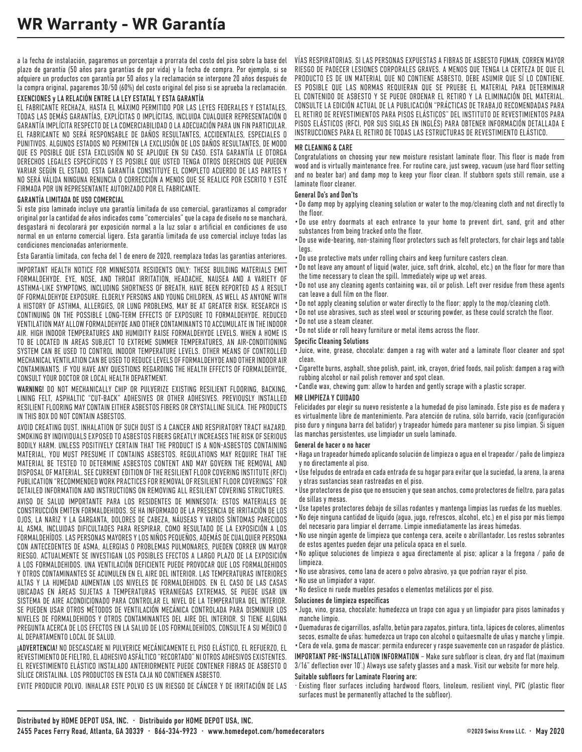# WR Warranty - WR Garantía

a la fecha de instalación, pagaremos un porcentaje a prorrata del costo del piso sobre la base del plazo de garantía (50 años para garantías de por vida) y la fecha de compra. Por ejemplo, si se adquiere un productos con garantía por 50 años y la reclamación se interpone 20 años después de la compra original, pagaremos 30/50 (60%) del costo original del piso si se aprueba la reclamación.

**EXENCIONES y LA RELACIÓN ENTRE LA LEY ESTATAL Y ESTA GARANTÍA**

EL FABRICANTE RECHAZA, HASTA EL MÁXIMO PERMITIDO POR LAS LEYES FEDERALES Y ESTATALES, TODAS LAS DEMÁS GARANTÍAS, EXPLÍCITAS O IMPLÍCITAS, INCLUIDA CUALQUIER REPRESENTACIÓN O GARANTÍA IMPLÍCITA RESPECTO DE LA COMERCIABILIDAD O LA ADECUACIÓN PARA UN FIN PARTICULAR. EL FABRICANTE NO SERÁ RESPONSABLE DE DAÑOS RESULTANTES, ACCIDENTALES, ESPECIALES O PUNITIVOS. ALGUNOS ESTADOS NO PERMITEN LA EXCLUSIÓN DE LOS DAÑOS RESULTANTES, DE MODO QUE ES POSIBLE QUE ESTA EXCLUSIÓN NO SE APLIQUE EN SU CASO. ESTA GARANTÍA LE OTORGA DERECHOS LEGALES ESPECÍFICOS Y ES POSIBLE QUE USTED TENGA OTROS DERECHOS QUE PUEDEN VARIAR SEGÚN EL ESTADO. ESTA GARANTÍA CONSTITUYE EL COMPLETO ACUERDO DE LAS PARTES Y NO SERÁ VÁLIDA NINGUNA RENUNCIA O CORRECCIÓN A MENOS QUE SE REALICE POR ESCRITO Y ESTÉ FIRMADA POR UN REPRESENTANTE AUTORIZADO POR EL FABRICANTE.

**GARANTÍA LIMITADA DE USO COMERCIAL**

Si este piso laminado incluye una garantía limitada de uso comercial, garantizamos al comprador original por la cantidad de años indicados como "comerciales" que la capa de diseño no se manchará, desgastará ni decolorará por exposición normal a la luz solar o artificial en condiciones de uso normal en un entorno comercial ligero. Esta garantía limitada de uso comercial incluye todas las condiciones mencionadas anteriormente.

Esta Garantía limitada, con fecha del 1 de enero de 2020, reemplaza todas las garantías anteriores.

IMPORTANT HEALTH NOTICE FOR MINNESOTA RESIDENTS ONLY: THESE BUILDING MATERIALS EMIT FORMALDEHYDE. EYE, NOSE, AND THROAT IRRITATION, HEADACHE, NAUSEA AND A VARIETY OF ASTHMA-LIKE SYMPTOMS, INCLUDING SHORTNESS OF BREATH, HAVE BEEN REPORTED AS A RESULT OF FORMALDEHYDE EXPOSURE. ELDERLY PERSONS AND YOUNG CHILDREN, AS WELL AS ANYONE WITH A HISTORY OF ASTHMA, ALLERGIES, OR LUNG PROBLEMS, MAY BE AT GREATER RISK. RESEARCH IS CONTINUING ON THE POSSIBLE LONG-TERM EFFECTS OF EXPOSURE TO FORMALDEHYDE. REDUCED VENTILATION MAY ALLOW FORMALDEHYDE AND OTHER CONTAMINANTS TO ACCUMULATE IN THE INDOOR AIR. HIGH INDOOR TEMPERATURES AND HUMIDITY RAISE FORMALDEHYDE LEVELS. WHEN A HOME IS TO BE LOCATED IN AREAS SUBJECT TO EXTREME SUMMER TEMPERATURES, AN AIR-CONDITIONING SYSTEM CAN BE USED TO CONTROL INDOOR TEMPERATURE LEVELS. OTHER MEANS OF CONTROLLED MECHANICAL VENTILATION CAN BE USED TO REDUCE LEVELS OF FORMALDEHYDE AND OTHER INDOOR AIR CONTAMINANTS. IF YOU HAVE ANY QUESTIONS REGARDING THE HEALTH EFFECTS OF FORMALDEHYDE, CONSULT YOUR DOCTOR OR LOCAL HEALTH DEPARTMENT.

**WARNING!** DO NOT MECHANICALLY CHIP OR PULVERIZE EXISTING RESILIENT FLOORING, BACKING, LINING FELT, ASPHALTIC "CUT-BACK" ADHESIVES OR OTHER ADHESIVES. PREVIOUSLY INSTALLED RESILIENT FLOORING MAY CONTAIN EITHER ASBESTOS FIBERS OR CRYSTALLINE SILICA. THE PRODUCTS IN THIS BOX DO NOT CONTAIN ASBESTOS.

AVOID CREATING DUST. INHALATION OF SUCH DUST IS A CANCER AND RESPIRATORY TRACT HAZARD. SMOKING BY INDIVIDUALS EXPOSED TO ASBESTOS FIBERS GREATLY INCREASES THE RISK OF SERIOUS BODILY HARM. UNLESS POSITIVELY CERTAIN THAT THE PRODUCT IS A NON-ASBESTOS CONTAINING MATERIAL, YOU MUST PRESUME IT CONTAINS ASBESTOS. REGULATIONS MAY REQUIRE THAT THE MATERIAL BE TESTED TO DETERMINE ASBESTOS CONTENT AND MAY GOVERN THE REMOVAL AND DISPOSAL OF MATERIAL. SEE CURRENT EDITION OF THE RESILIENT FLOOR COVERING INSTITUTE (RFCI) PUBLICATION "RECOMMENDED WORK PRACTICES FOR REMOVAL OF RESILIENT FLOOR COVERINGS" FOR DETAILED INFORMATION AND INSTRUCTIONS ON REMOVING ALL RESILIENT COVERING STRUCTURES.

AVISO DE SALUD IMPORTANTE PARA LOS RESIDENTES DE MINNESOTA: ESTOS MATERIALES DE CONSTRUCCIÓN EMITEN FORMALDEHÍDOS. SE HA INFORMADO DE LA PRESENCIA DE IRRITACIÓN DE LOS OJOS, LA NARIZ Y LA GARGANTA, DOLORES DE CABEZA, NÁUSEAS Y VARIOS SÍNTOMAS PARECIDOS AL ASMA, INCLUIDAS DIFICULTADES PARA RESPIRAR, COMO RESULTADO DE LA EXPOSICIÓN A LOS FORMALDEHÍDOS. LAS PERSONAS MAYORES Y LOS NIÑOS PEQUEÑOS, ADEMÁS DE CUALQUIER PERSONA CON ANTECEDENTES DE ASMA, ALERGIAS O PROBLEMAS PULMONARES, PUEDEN CORRER UN MAYOR RIESGO. ACTUALMENTE SE INVESTIGAN LOS POSIBLES EFECTOS A LARGO PLAZO DE LA EXPOSICIÓN A LOS FORMALDEHÍDOS. UNA VENTILACIÓN DEFICIENTE PUEDE PROVOCAR QUE LOS FORMALDEHÍDOS Y OTROS CONTAMINANTES SE ACUMULEN EN EL AIRE DEL INTERIOR. LAS TEMPERATURAS INTERIORES ALTAS Y LA HUMEDAD AUMENTAN LOS NIVELES DE FORMALDEHÍDOS. EN EL CASO DE LAS CASAS UBICADAS EN ÁREAS SUJETAS A TEMPERATURAS VERANIEGAS EXTREMAS, SE PUEDE USAR UN SISTEMA DE AIRE ACONDICIONADO PARA CONTROLAR EL NIVEL DE LA TEMPERATURA DEL INTERIOR. SE PUEDEN USAR OTROS MÉTODOS DE VENTILACIÓN MECÁNICA CONTROLADA PARA DISMINUIR LOS NIVELES DE FORMALDEHÍDOS Y OTROS CONTAMINANTES DEL AIRE DEL INTERIOR. SI TIENE ALGUNA PREGUNTA ACERCA DE LOS EFECTOS EN LA SALUD DE LOS FORMALDEHÍDOS, CONSULTE A SU MÉDICO O AL DEPARTAMENTO LOCAL DE SALUD.

**¡ADVERTENCIA!** NO DESCASCARE NI PULVERICE MECÁNICAMENTE EL PISO ELÁSTICO, EL REFUERZO, EL REVESTIMIENTO DE FIELTRO, EL ADHESIVO ASFÁLTICO "RECORTADO" NI OTROS ADHESIVOS EXISTENTES. EL REVESTIMIENTO ELÁSTICO INSTALADO ANTERIORMENTE PUEDE CONTENER FIBRAS DE ASBESTO O SÍLICE CRISTALINA. LOS PRODUCTOS EN ESTA CAJA NO CONTIENEN ASBESTO.

EVITE PRODUCIR POLVO. INHALAR ESTE POLVO ES UN RIESGO DE CÁNCER Y DE IRRITACIÓN DE LAS VÍAS RESPIRATORIAS. SI LAS PERSONAS EXPUESTAS A FIBRAS DE ASBESTO FUMAN, CORREN MAYOR RIESGO DE PADECER LESIONES CORPORALES GRAVES. A MENOS QUE TENGA LA CERTEZA DE QUE EL PRODUCTO ES DE UN MATERIAL QUE NO CONTIENE ASBESTO, DEBE ASUMIR QUE SÍ LO CONTIENE. ES POSIBLE QUE LAS NORMAS REQUIERAN QUE SE PRUEBE EL MATERIAL PARA DETERMINAR EL CONTENIDO DE ASBESTO Y SE PUEDE ORDENAR EL RETIRO Y LA ELIMINACIÓN DEL MATERIAL. CONSULTE LA EDICIÓN ACTUAL DE LA PUBLICACIÓN "PRÁCTICAS DE TRABAJO RECOMENDADAS PARA EL RETIRO DE REVESTIMIENTOS PARA PISOS ELÁSTICOS" DEL INSTITUTO DE REVESTIMIENTOS PARA PISOS ELÁSTICOS (RFCI, POR SUS SIGLAS EN INGLÉS) PARA OBTENER INFORMACIÓN DETALLADA E INSTRUCCIONES PARA EL RETIRO DE TODAS LAS ESTRUCTURAS DE REVESTIMIENTO ELÁSTICO.

**MR CLEANING & CARE**

Congratulations on choosing your new moisture resistant laminate floor. This floor is made from wood and is virtually maintenance free. For routine care, just sweep, vacuum (use hard floor setting and no beater bar) and damp mop to keep your floor clean. If stubborn spots still remain, use a laminate floor cleaner.

**General Do's and Don'ts**

- Do damp mop by applying cleaning solution or water to the mop/cleaning cloth and not directly to the floor.
- Do use entry doormats at each entrance to your home to prevent dirt, sand, grit and other substances from being tracked onto the floor.
- Do use wide-bearing, non-staining floor protectors such as felt protectors, for chair legs and table legs.
- Do use protective mats under rolling chairs and keep furniture casters clean.
- Do not leave any amount of liquid (water, juice, soft drink, alcohol, etc.) on the floor for more than the time necessary to clean the spill. Immediately wipe up wet areas.
- Do not use any cleaning agents containing wax, oil or polish. Left over residue from these agents can leave a dull film on the floor.
- Do not apply cleaning solution or water directly to the floor; apply to the mop/cleaning cloth.
- Do not use abrasives, such as steel wool or scouring powder, as these could scratch the floor.
- Do not use a steam cleaner.
- Do not slide or roll heavy furniture or metal items across the floor.

**Specific Cleaning Solutions**

- Juice, wine, grease, chocolate: dampen a rag with water and a laminate floor cleaner and spot clean.
- Cigarette burns, asphalt, shoe polish, paint, ink, crayon, dried foods, nail polish: dampen a rag with rubbing alcohol or nail polish remover and spot clean.
- Candle wax, chewing gum: allow to harden and gently scrape with a plastic scraper.

**MR LIMPIEZA Y CUIDADO**

Felicidades por elegir su nuevo resistente a la humedad de piso laminado. Este piso es de madera y es virtualmente libre de mantenimiento. Para atención de rutina, sólo barrido, vacío (configuración piso duro y ninguna barra del batidor) y trapeador húmedo para mantener su piso limpian. Si siguen las manchas persistentes, use limpiador un suelo laminado.

**General de hacer o no hacer**

- Haga un trapeador húmedo aplicando solución de limpieza o agua en el trapeador / paño de limpieza y no directamente al piso.
- Use felpudos de entrada en cada entrada de su hogar para evitar que la suciedad, la arena, la arena y otras sustancias sean rastreadas en el piso.
- Use protectores de piso que no ensucien y que sean anchos, como protectores de fieltro, para patas de sillas y mesas.
- Use tapetes protectores debajo de sillas rodantes y mantenga limpias las ruedas de los muebles.
- No deje ninguna cantidad de líquido (agua, jugo, refrescos, alcohol, etc.) en el piso por más tiempo del necesario para limpiar el derrame. Limpie inmediatamente las áreas húmedas.
- No use ningún agente de limpieza que contenga cera, aceite o abrillantador. Los restos sobrantes de estos agentes pueden dejar una película opaca en el suelo.
- No aplique soluciones de limpieza o agua directamente al piso; aplicar a la fregona / paño de limpieza.
- No use abrasivos, como lana de acero o polvo abrasivo, ya que podrían rayar el piso.
- No use un limpiador a vapor.
- No deslice ni ruede muebles pesados o elementos metálicos por el piso.

**Soluciones de limpieza específicas**

- Jugo, vino, grasa, chocolate: humedezca un trapo con agua y un limpiador para pisos laminados y manche limpio.
- Quemaduras de cigarrillos, asfalto, betún para zapatos, pintura, tinta, lápices de colores, alimentos secos, esmalte de uñas: humedezca un trapo con alcohol o quitaesmalte de uñas y manche y limpie.
- Cera de vela, goma de mascar: permita endurecer y raspe suavemente con un raspador de plástico.

**IMPORTANT PRE-INSTALLATION INFORMATION** – Make sure subfloor is clean, dry and flat (maximum 3/16" deflection over 10'.) Always use safety glasses and a mask. Visit our website for more help.

**Suitable subfloors for Laminate Flooring are:**

- Existing floor surfaces including hardwood floors, linoleum, resilient vinyl, PVC (plastic floor surfaces must be permanently attached to the subfloor).

**Distributed by HOME DEPOT USA, INC. · Distribuido por HOME DEPOT USA, INC.**
**2455 Paces Ferry Road, Atlanta, GA 30339 · 866-334-9923 · www.homedepot.com/homedecorators**

©2020 Swiss Krono LLC. · **May 2020**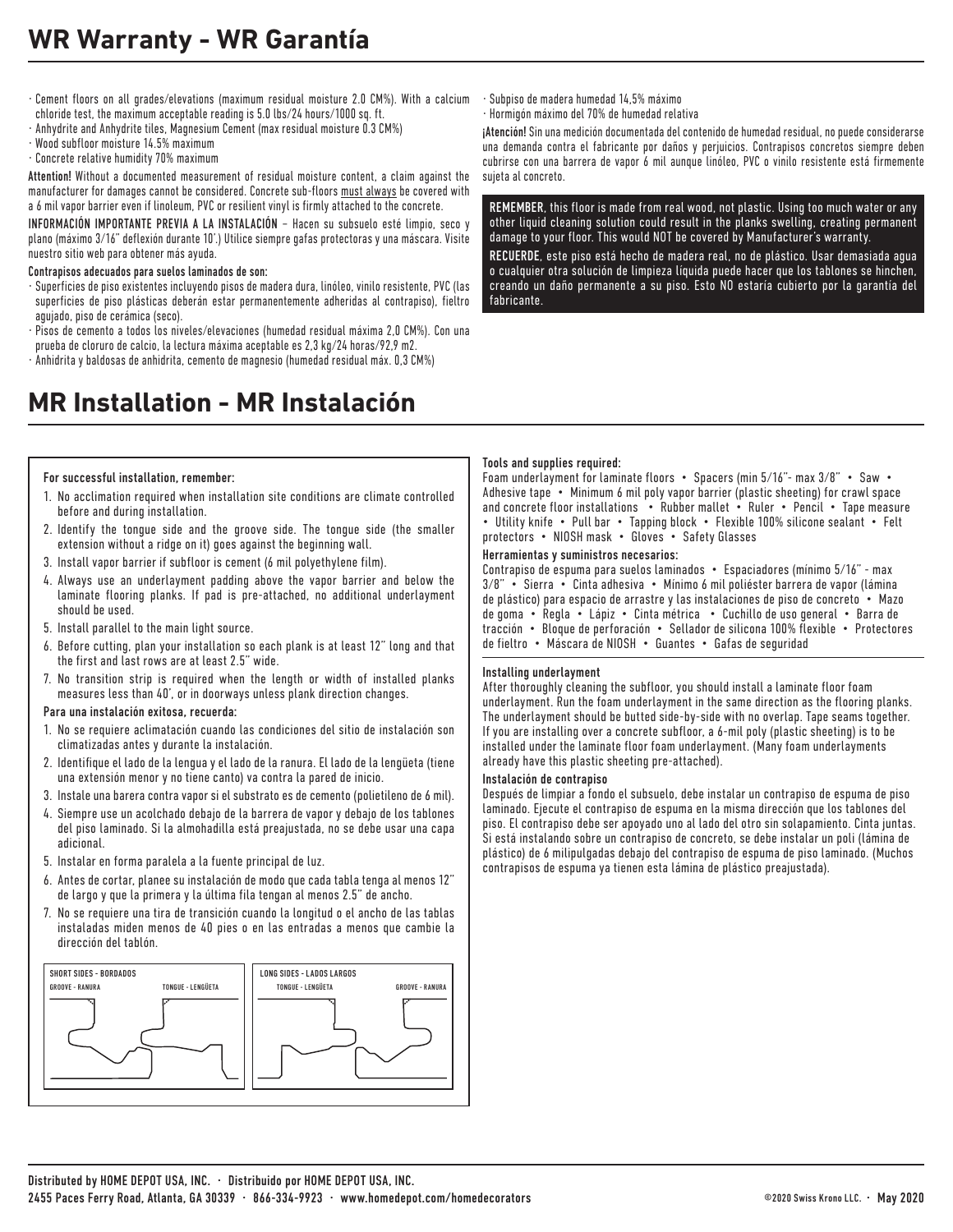## WR Warranty - WR Garantía

- Cement floors on all grades/elevations (maximum residual moisture 2.0 CM%). With a calcium chloride test, the maximum acceptable reading is 5.0 lbs/24 hours/1000 sq. ft.
- Anhydrite and Anhydrite tiles, Magnesium Cement (max residual moisture 0.3 CM%)
- Wood subfloor moisture 14.5% maximum
- Concrete relative humidity 70% maximum

**Attention!** Without a documented measurement of residual moisture content, a claim against the manufacturer for damages cannot be considered. Concrete sub-floors must always be covered with a 6 mil vapor barrier even if linoleum, PVC or resilient vinyl is firmly attached to the concrete.

**INFORMACIÓN IMPORTANTE PREVIA A LA INSTALACIÓN** – Hacen su subsuelo esté limpio, seco y plano (máximo 3/16" deflexión durante 10'.) Utilice siempre gafas protectoras y una máscara. Visite nuestro sitio web para obtener más ayuda.

**Contrapisos adecuados para suelos laminados de son:**

- Superficies de piso existentes incluyendo pisos de madera dura, linóleo, vinilo resistente, PVC (las superficies de piso plásticas deberán estar permanentemente adheridas al contrapiso), fieltro agujado, piso de cerámica (seco).
- Pisos de cemento a todos los niveles/elevaciones (humedad residual máxima 2,0 CM%). Con una prueba de cloruro de calcio, la lectura máxima aceptable es 2,3 kg/24 horas/92,9 m2.
- Anhidrita y baldosas de anhidrita, cemento de magnesio (humedad residual máx. 0,3 CM%)
- Subpiso de madera humedad 14,5% máximo
- Hormigón máximo del 70% de humedad relativa

**¡Atención!** Sin una medición documentada del contenido de humedad residual, no puede considerarse una demanda contra el fabricante por daños y perjuicios. Contrapisos concretos siempre deben cubrirse con una barrera de vapor 6 mil aunque linóleo, PVC o vinilo resistente está firmemente sujeta al concreto.

**REMEMBER**, this floor is made from real wood, not plastic. Using too much water or any other liquid cleaning solution could result in the planks swelling, creating permanent damage to your floor. This would NOT be covered by Manufacturer's warranty.

**RECUERDE**, este piso está hecho de madera real, no de plástico. Usar demasiada agua o cualquier otra solución de limpieza líquida puede hacer que los tablones se hinchen, creando un daño permanente a su piso. Esto NO estaría cubierto por la garantía del fabricante.

## MR Installation - MR Instalación

**For successful installation, remember:**

1. No acclimation required when installation site conditions are climate controlled before and during installation.
2. Identify the tongue side and the groove side. The tongue side (the smaller extension without a ridge on it) goes against the beginning wall.
3. Install vapor barrier if subfloor is cement (6 mil polyethylene film).
4. Always use an underlayment padding above the vapor barrier and below the laminate flooring planks. If pad is pre-attached, no additional underlayment should be used.
5. Install parallel to the main light source.
6. Before cutting, plan your installation so each plank is at least 12" long and that the first and last rows are at least 2.5" wide.
7. No transition strip is required when the length or width of installed planks measures less than 40', or in doorways unless plank direction changes.

**Para una instalación exitosa, recuerda:**

1. No se requiere aclimatación cuando las condiciones del sitio de instalación son climatizadas antes y durante la instalación.
2. Identifique el lado de la lengua y el lado de la ranura. El lado de la lengüeta (tiene una extensión menor y no tiene canto) va contra la pared de inicio.
3. Instale una barera contra vapor si el substrato es de cemento (polietileno de 6 mil).
4. Siempre use un acolchado debajo de la barrera de vapor y debajo de los tablones del piso laminado. Si la almohadilla está preajustada, no se debe usar una capa adicional.
5. Instalar en forma paralela a la fuente principal de luz.
6. Antes de cortar, planee su instalación de modo que cada tabla tenga al menos 12" de largo y que la primera y la última fila tengan al menos 2.5" de ancho.
7. No se requiere una tira de transición cuando la longitud o el ancho de las tablas instaladas miden menos de 40 pies o en las entradas a menos que cambie la dirección del tablón.

SHORT SIDES - BORDADOS
GROOVE - RANURA TONGUE - LENGÜETA

LONG SIDES - LADOS LARGOS
TONGUE - LENGÜETA GROOVE - RANURA

**Tools and supplies required:**

Foam underlayment for laminate floors • Spacers (min 5/16"- max 3/8" • Saw • Adhesive tape • Minimum 6 mil poly vapor barrier (plastic sheeting) for crawl space and concrete floor installations • Rubber mallet • Ruler • Pencil • Tape measure • Utility knife • Pull bar • Tapping block • Flexible 100% silicone sealant • Felt protectors • NIOSH mask • Gloves • Safety Glasses

**Herramientas y suministros necesarios:**

Contrapiso de espuma para suelos laminados • Espaciadores (mínimo 5/16" - max 3/8" • Sierra • Cinta adhesiva • Mínimo 6 mil poliéster barrera de vapor (lámina de plástico) para espacio de arrastre y las instalaciones de piso de concreto • Mazo de goma • Regla • Lápiz • Cinta métrica • Cuchillo de uso general • Barra de tracción • Bloque de perforación • Sellador de silicona 100% flexible • Protectores de fieltro • Máscara de NIOSH • Guantes • Gafas de seguridad

**Installing underlayment**

After thoroughly cleaning the subfloor, you should install a laminate floor foam underlayment. Run the foam underlayment in the same direction as the flooring planks. The underlayment should be butted side-by-side with no overlap. Tape seams together. If you are installing over a concrete subfloor, a 6-mil poly (plastic sheeting) is to be installed under the laminate floor foam underlayment. (Many foam underlayments already have this plastic sheeting pre-attached).

**Instalación de contrapiso**

Después de limpiar a fondo el subsuelo, debe instalar un contrapiso de espuma de piso laminado. Ejecute el contrapiso de espuma en la misma dirección que los tablones del piso. El contrapiso debe ser apoyado uno al lado del otro sin solapamiento. Cinta juntas. Si está instalando sobre un contrapiso de concreto, se debe instalar un poli (lámina de plástico) de 6 milipulgadas debajo del contrapiso de espuma de piso laminado. (Muchos contrapisos de espuma ya tienen esta lámina de plástico preajustada).

**Distributed by HOME DEPOT USA, INC. · Distribuido por HOME DEPOT USA, INC.**
**2455 Paces Ferry Road, Atlanta, GA 30339 · 866-334-9923 · www.homedepot.com/homedecorators**

©2020 Swiss Krono LLC. · May 2020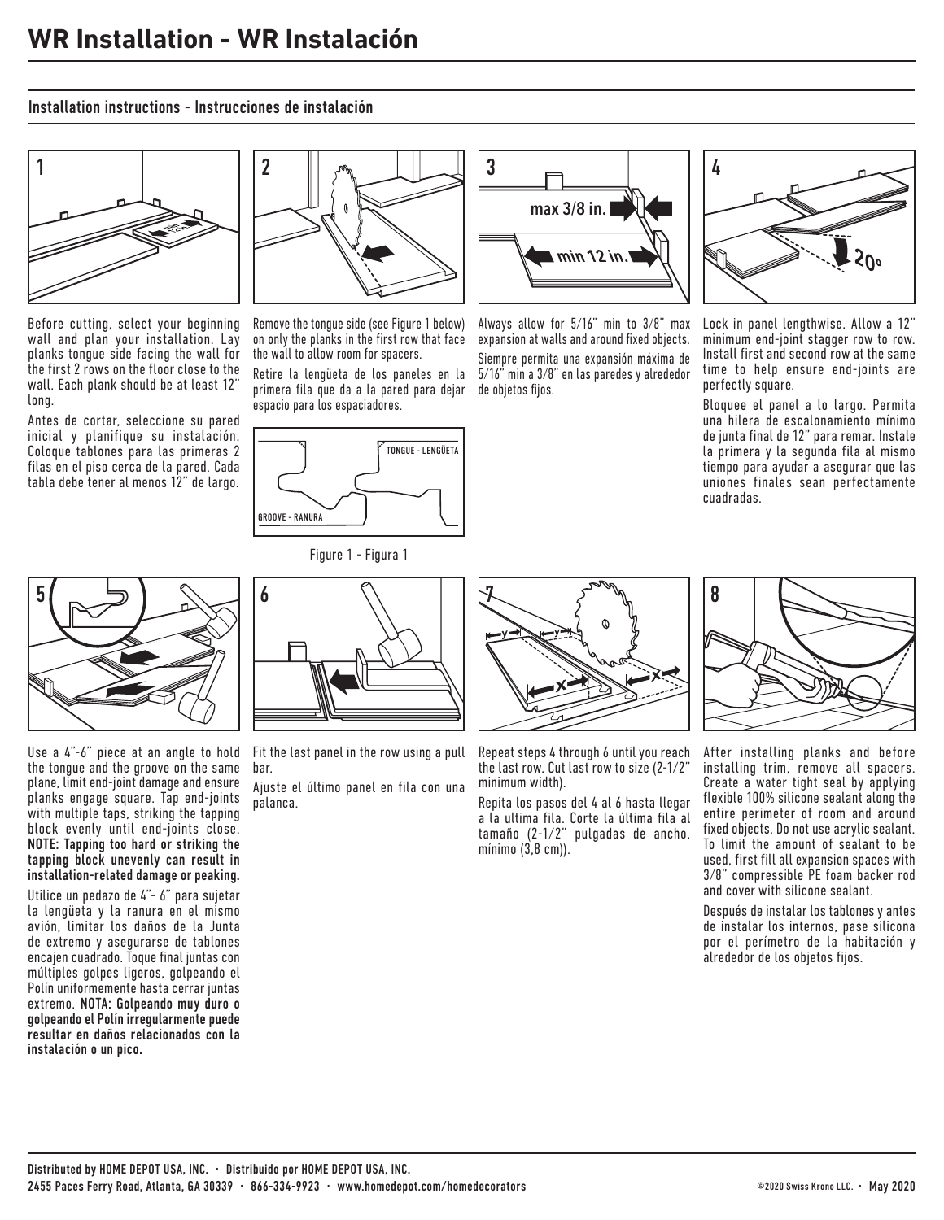# WR Installation - WR Instalación

## Installation instructions - Instrucciones de instalación

**1**

Before cutting, select your beginning wall and plan your installation. Lay planks tongue side facing the wall for the first 2 rows on the floor close to the wall. Each plank should be at least 12" long.

Antes de cortar, seleccione su pared inicial y planifique su instalación. Coloque tablones para las primeras 2 filas en el piso cerca de la pared. Cada tabla debe tener al menos 12" de largo.

**2**

Remove the tongue side (see Figure 1 below) on only the planks in the first row that face the wall to allow room for spacers.

Retire la lengüeta de los paneles en la primera fila que da a la pared para dejar espacio para los espaciadores.

TONGUE - LENGÜETA

GROOVE - RANURA

Figure 1 - Figura 1

**3**

max 3/8 in.

min 12 in.

Always allow for 5/16" min to 3/8" max expansion at walls and around fixed objects.

Siempre permita una expansión máxima de 5/16" min a 3/8" en las paredes y alrededor de objetos fijos.

**4**

20°

Lock in panel lengthwise. Allow a 12" minimum end-joint stagger row to row. Install first and second row at the same time to help ensure end-joints are perfectly square.

Bloquee el panel a lo largo. Permita una hilera de escalonamiento mínimo de junta final de 12" para remar. Instale la primera y la segunda fila al mismo tiempo para ayudar a asegurar que las uniones finales sean perfectamente cuadradas.

**5**

Use a 4"-6" piece at an angle to hold the tongue and the groove on the same plane, limit end-joint damage and ensure planks engage square. Tap end-joints with multiple taps, striking the tapping block evenly until end-joints close. **NOTE: Tapping too hard or striking the tapping block unevenly can result in installation-related damage or peaking.**

Utilice un pedazo de 4"- 6" para sujetar la lengüeta y la ranura en el mismo avión, limitar los daños de la Junta de extremo y asegurarse de tablones encajen cuadrado. Toque final juntas con múltiples golpes ligeros, golpeando el Polín uniformemente hasta cerrar juntas extremo. **NOTA: Golpeando muy duro o golpeando el Polín irregularmente puede resultar en daños relacionados con la instalación o un pico.**

**6**

Fit the last panel in the row using a pull bar.

Ajuste el último panel en fila con una palanca.

**7**

Repeat steps 4 through 6 until you reach the last row. Cut last row to size (2-1/2" minimum width).

Repita los pasos del 4 al 6 hasta llegar a la ultima fila. Corte la última fila al tamaño (2-1/2" pulgadas de ancho, mínimo (3,8 cm)).

**8**

After installing planks and before installing trim, remove all spacers. Create a water tight seal by applying flexible 100% silicone sealant along the entire perimeter of room and around fixed objects. Do not use acrylic sealant. To limit the amount of sealant to be used, first fill all expansion spaces with 3/8" compressible PE foam backer rod and cover with silicone sealant.

Después de instalar los tablones y antes de instalar los internos, pase silicona por el perímetro de la habitación y alrededor de los objetos fijos.

Distributed by HOME DEPOT USA, INC. · Distribuido por HOME DEPOT USA, INC.
2455 Paces Ferry Road, Atlanta, GA 30339 · 866-334-9923 · www.homedepot.com/homedecorators

©2020 Swiss Krono LLC. · May 2020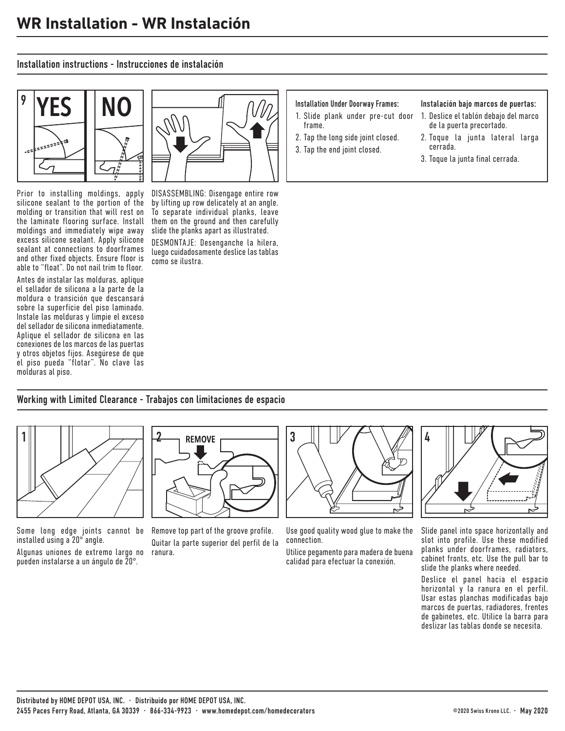# WR Installation - WR Instalación

## Installation instructions - Instrucciones de instalación

9

YES

NO

Prior to installing moldings, apply silicone sealant to the portion of the molding or transition that will rest on the laminate flooring surface. Install moldings and immediately wipe away excess silicone sealant. Apply silicone sealant at connections to doorframes and other fixed objects. Ensure floor is able to "float". Do not nail trim to floor.

Antes de instalar las molduras, aplique el sellador de silicona a la parte de la moldura o transición que descansará sobre la superficie del piso laminado. Instale las molduras y limpie el exceso del sellador de silicona inmediatamente. Aplique el sellador de silicona en las conexiones de los marcos de las puertas y otros objetos fijos. Asegúrese de que el piso pueda "flotar". No clave las molduras al piso.

DISASSEMBLING: Disengage entire row by lifting up row delicately at an angle. To separate individual planks, leave them on the ground and then carefully slide the planks apart as illustrated.

DESMONTAJE: Desenganche la hilera, luego cuidadosamente deslice las tablas como se ilustra.

**Installation Under Doorway Frames:**

1. Slide plank under pre-cut door frame.
2. Tap the long side joint closed.
3. Tap the end joint closed.

**Instalación bajo marcos de puertas:**

1. Deslice el tablón debajo del marco de la puerta precortado.
2. Toque la junta lateral larga cerrada.
3. Toque la junta final cerrada.

## Working with Limited Clearance - Trabajos con limitaciones de espacio

1

Some long edge joints cannot be installed using a 20° angle.

Algunas uniones de extremo largo no pueden instalarse a un ángulo de 20°.

2 REMOVE

Remove top part of the groove profile.

Quitar la parte superior del perfil de la ranura.

3

Use good quality wood glue to make the connection.

Utilice pegamento para madera de buena calidad para efectuar la conexión.

4

Slide panel into space horizontally and slot into profile. Use these modified planks under doorframes, radiators, cabinet fronts, etc. Use the pull bar to slide the planks where needed.

Deslice el panel hacia el espacio horizontal y la ranura en el perfil. Usar estas planchas modificadas bajo marcos de puertas, radiadores, frentes de gabinetes, etc. Utilice la barra para deslizar las tablas donde se necesita.

Distributed by HOME DEPOT USA, INC. · Distribuido por HOME DEPOT USA, INC.
2455 Paces Ferry Road, Atlanta, GA 30339 · 866-334-9923 · www.homedepot.com/homedecorators

©2020 Swiss Krono LLC. · May 2020